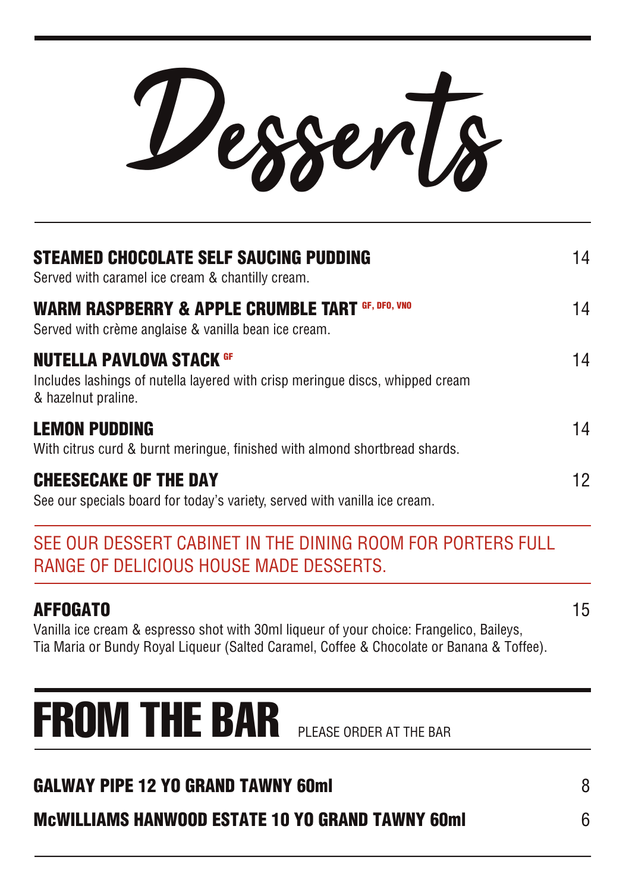# Desserts

**STEAMED CHOCOLATE SELF SAUCING PUDDING** 14
Served with caramel ice cream & chantilly cream.

**WARM RASPBERRY & APPLE CRUMBLE TART** GF, DFO, VNO 14
Served with crème anglaise & vanilla bean ice cream.

**NUTELLA PAVLOVA STACK** GF 14
Includes lashings of nutella layered with crisp meringue discs, whipped cream & hazelnut praline.

**LEMON PUDDING** 14
With citrus curd & burnt meringue, finished with almond shortbread shards.

**CHEESECAKE OF THE DAY** 12
See our specials board for today's variety, served with vanilla ice cream.

---

SEE OUR DESSERT CABINET IN THE DINING ROOM FOR PORTERS FULL RANGE OF DELICIOUS HOUSE MADE DESSERTS.

---

**AFFOGATO** 15
Vanilla ice cream & espresso shot with 30ml liqueur of your choice: Frangelico, Baileys, Tia Maria or Bundy Royal Liqueur (Salted Caramel, Coffee & Chocolate or Banana & Toffee).

# FROM THE BAR

PLEASE ORDER AT THE BAR

**GALWAY PIPE 12 YO GRAND TAWNY 60ml** 8

**McWILLIAMS HANWOOD ESTATE 10 YO GRAND TAWNY 60ml** 6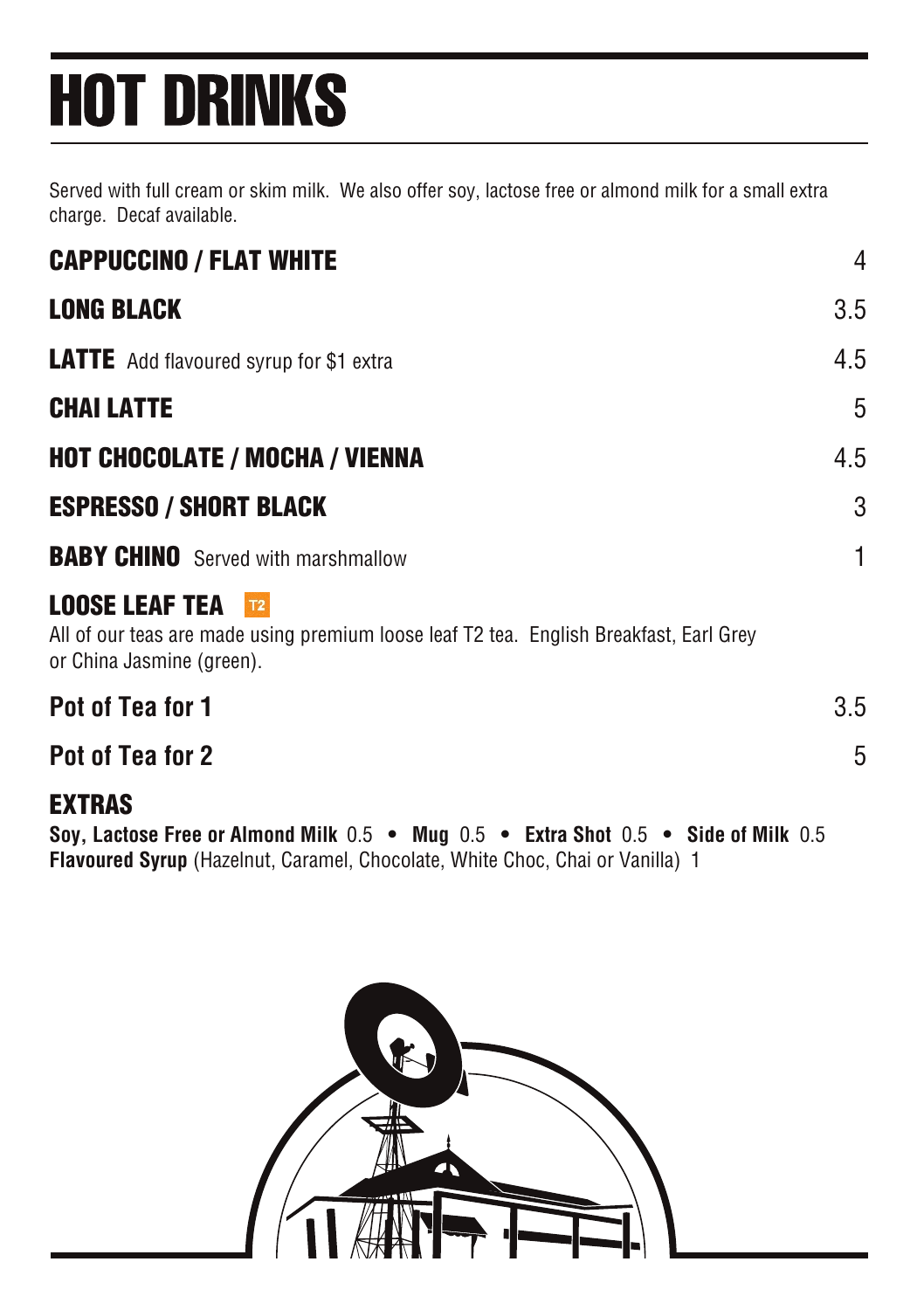# HOT DRINKS

Served with full cream or skim milk. We also offer soy, lactose free or almond milk for a small extra charge. Decaf available.

| | |
|---|---|
| **CAPPUCCINO / FLAT WHITE** | 4 |
| **LONG BLACK** | 3.5 |
| **LATTE** Add flavoured syrup for $1 extra | 4.5 |
| **CHAI LATTE** | 5 |
| **HOT CHOCOLATE / MOCHA / VIENNA** | 4.5 |
| **ESPRESSO / SHORT BLACK** | 3 |
| **BABY CHINO** Served with marshmallow | 1 |

## LOOSE LEAF TEA

All of our teas are made using premium loose leaf T2 tea. English Breakfast, Earl Grey or China Jasmine (green).

| | |
|---|---|
| **Pot of Tea for 1** | 3.5 |
| **Pot of Tea for 2** | 5 |

## EXTRAS

**Soy, Lactose Free or Almond Milk** 0.5 • **Mug** 0.5 • **Extra Shot** 0.5 • **Side of Milk** 0.5
**Flavoured Syrup** (Hazelnut, Caramel, Chocolate, White Choc, Chai or Vanilla) 1